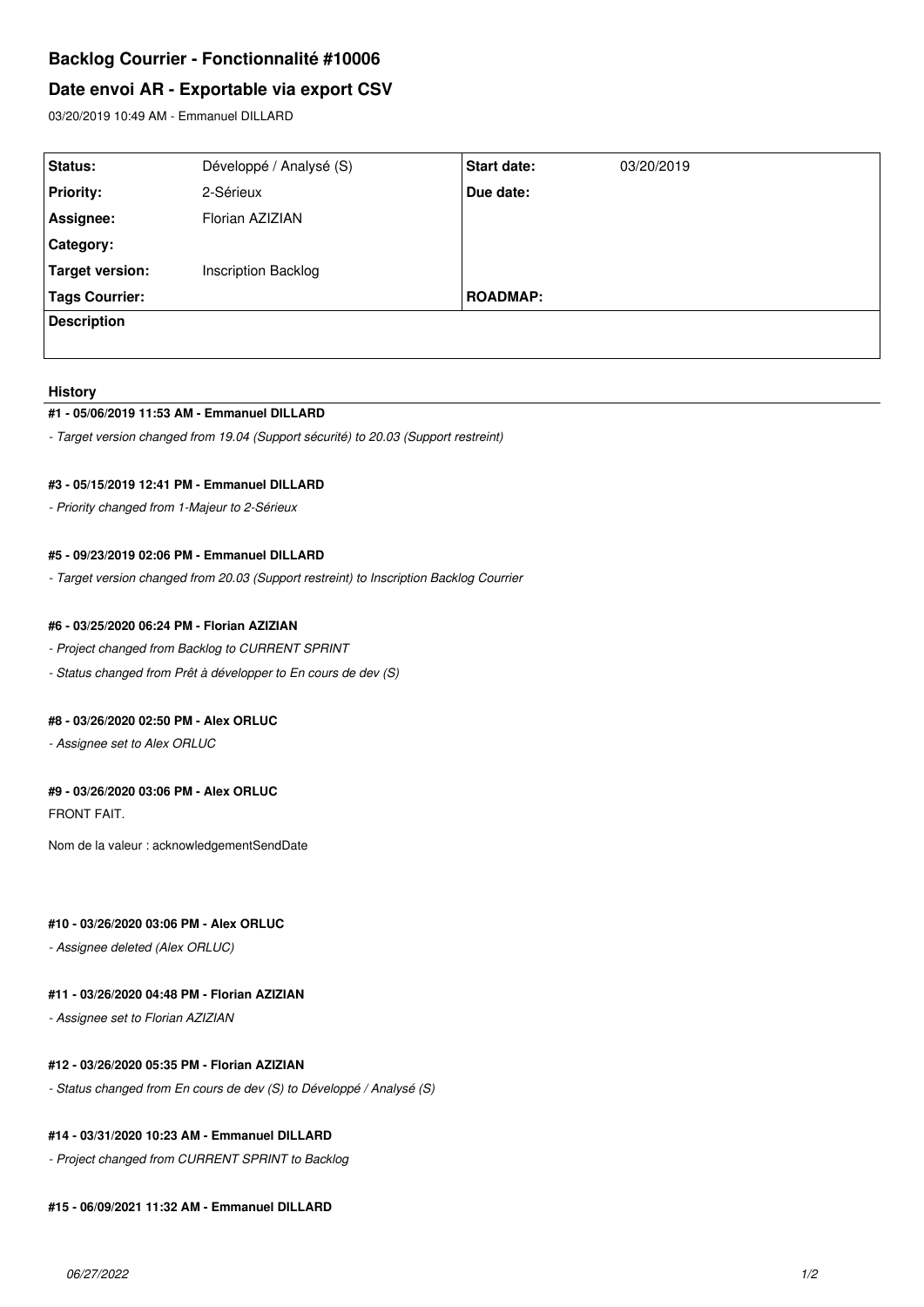# Backlog Courrier - Fonctionnalité #10006

## Date envoi AR - Exportable via export CSV

03/20/2019 10:49 AM - Emmanuel DILLARD

| Status: | Développé / Analysé (S) | Start date: | 03/20/2019 |
|---|---|---|---|
| Priority: | 2-Sérieux | Due date: | |
| Assignee: | Florian AZIZIAN | | |
| Category: | | | |
| Target version: | Inscription Backlog | | |
| Tags Courrier: | | ROADMAP: | |

**Description**

### History

#### #1 - 05/06/2019 11:53 AM - Emmanuel DILLARD

*- Target version changed from 19.04 (Support sécurité) to 20.03 (Support restreint)*

#### #3 - 05/15/2019 12:41 PM - Emmanuel DILLARD

*- Priority changed from 1-Majeur to 2-Sérieux*

#### #5 - 09/23/2019 02:06 PM - Emmanuel DILLARD

*- Target version changed from 20.03 (Support restreint) to Inscription Backlog Courrier*

#### #6 - 03/25/2020 06:24 PM - Florian AZIZIAN

*- Project changed from Backlog to CURRENT SPRINT*

*- Status changed from Prêt à développer to En cours de dev (S)*

#### #8 - 03/26/2020 02:50 PM - Alex ORLUC

*- Assignee set to Alex ORLUC*

#### #9 - 03/26/2020 03:06 PM - Alex ORLUC

FRONT FAIT.

Nom de la valeur : acknowledgementSendDate

#### #10 - 03/26/2020 03:06 PM - Alex ORLUC

*- Assignee deleted (Alex ORLUC)*

#### #11 - 03/26/2020 04:48 PM - Florian AZIZIAN

*- Assignee set to Florian AZIZIAN*

#### #12 - 03/26/2020 05:35 PM - Florian AZIZIAN

*- Status changed from En cours de dev (S) to Développé / Analysé (S)*

#### #14 - 03/31/2020 10:23 AM - Emmanuel DILLARD

*- Project changed from CURRENT SPRINT to Backlog*

#### #15 - 06/09/2021 11:32 AM - Emmanuel DILLARD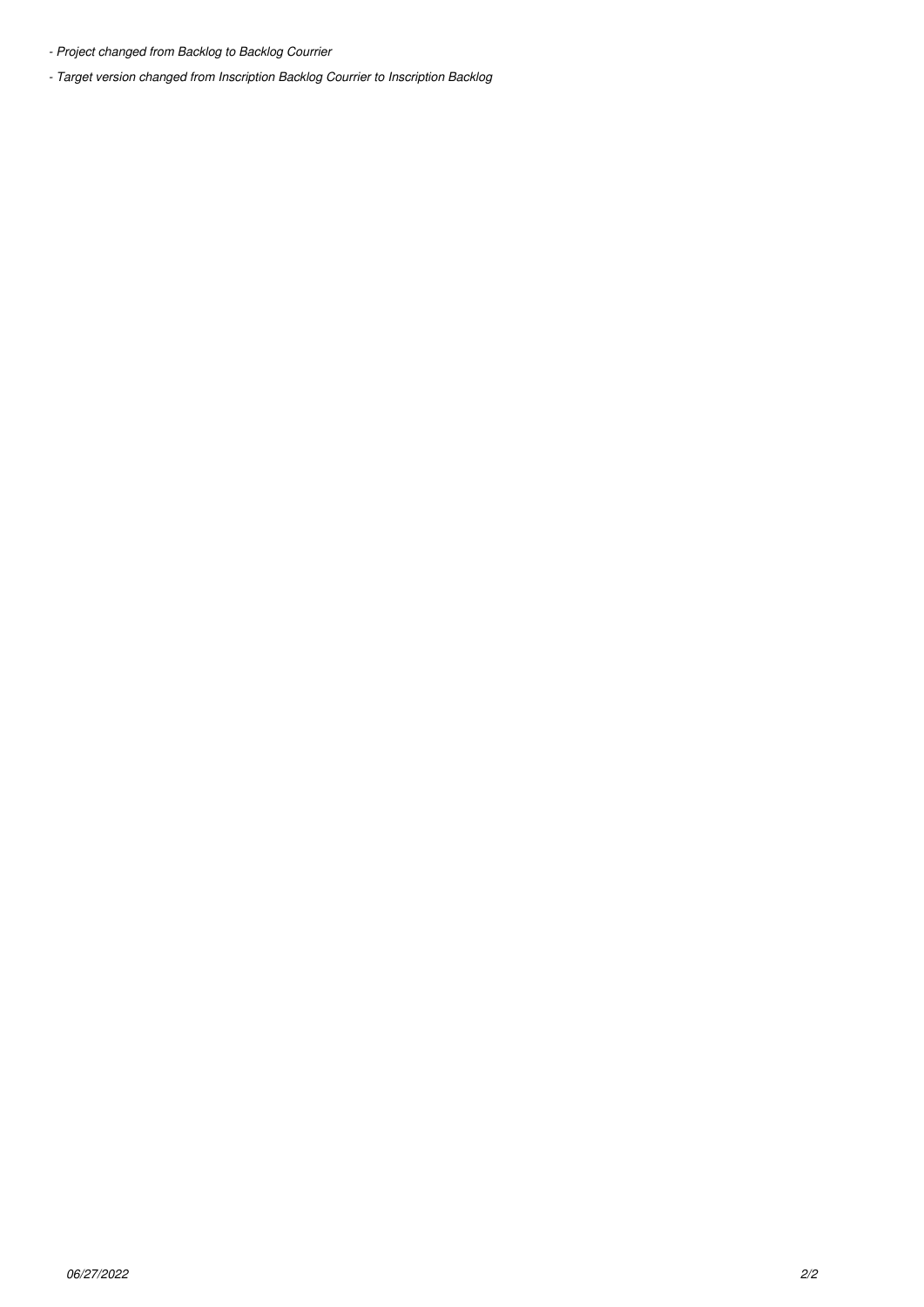*- Project changed from Backlog to Backlog Courrier*

*- Target version changed from Inscription Backlog Courrier to Inscription Backlog*